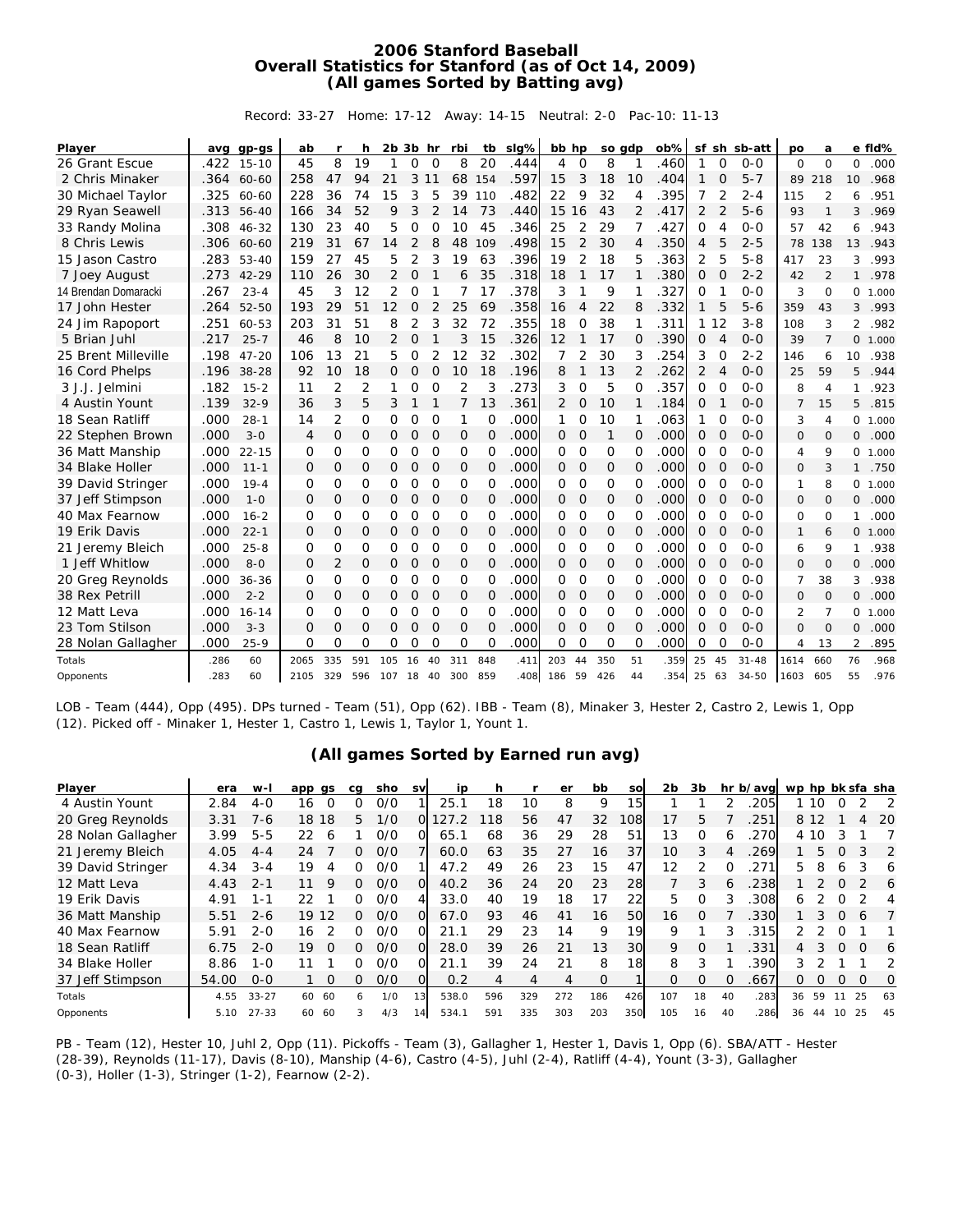# 2006 Stanford Baseball
## Overall Statistics for Stanford (as of Oct 14, 2009)
### (All games Sorted by Batting avg)

Record: 33-27 Home: 17-12 Away: 14-15 Neutral: 2-0 Pac-10: 11-13

| Player | avg | gp-gs | ab | r | h | 2b | 3b | hr | rbi | tb | slg% | bb | hp | so | gdp | ob% | sf | sh | sb-att | po | a | e | fld% |
|---|---|---|---|---|---|---|---|---|---|---|---|---|---|---|---|---|---|---|---|---|---|---|---|
| 26 Grant Escue | .422 | 15-10 | 45 | 8 | 19 | 1 | 0 | 0 | 8 | 20 | .444 | 4 | 0 | 8 | 1 | .460 | 1 | 0 | 0-0 | 0 | 0 | 0 | .000 |
| 2 Chris Minaker | .364 | 60-60 | 258 | 47 | 94 | 21 | 3 | 11 | 68 | 154 | .597 | 15 | 3 | 18 | 10 | .404 | 1 | 0 | 5-7 | 89 | 218 | 10 | .968 |
| 30 Michael Taylor | .325 | 60-60 | 228 | 36 | 74 | 15 | 3 | 5 | 39 | 110 | .482 | 22 | 9 | 32 | 4 | .395 | 7 | 2 | 2-4 | 115 | 2 | 6 | .951 |
| 29 Ryan Seawell | .313 | 56-40 | 166 | 34 | 52 | 9 | 3 | 2 | 14 | 73 | .440 | 15 | 16 | 43 | 2 | .417 | 2 | 2 | 5-6 | 93 | 1 | 3 | .969 |
| 33 Randy Molina | .308 | 46-32 | 130 | 23 | 40 | 5 | 0 | 0 | 10 | 45 | .346 | 25 | 2 | 29 | 7 | .427 | 0 | 4 | 0-0 | 57 | 42 | 6 | .943 |
| 8 Chris Lewis | .306 | 60-60 | 219 | 31 | 67 | 14 | 2 | 8 | 48 | 109 | .498 | 15 | 2 | 30 | 4 | .350 | 4 | 5 | 2-5 | 78 | 138 | 13 | .943 |
| 15 Jason Castro | .283 | 53-40 | 159 | 27 | 45 | 5 | 2 | 3 | 19 | 63 | .396 | 19 | 2 | 18 | 5 | .363 | 2 | 5 | 5-8 | 417 | 23 | 3 | .993 |
| 7 Joey August | .273 | 42-29 | 110 | 26 | 30 | 2 | 0 | 1 | 6 | 35 | .318 | 18 | 1 | 17 | 1 | .380 | 0 | 0 | 2-2 | 42 | 2 | 1 | .978 |
| 14 Brendan Domaracki | .267 | 23-4 | 45 | 3 | 12 | 2 | 0 | 1 | 7 | 17 | .378 | 3 | 1 | 9 | 1 | .327 | 0 | 1 | 0-0 | 3 | 0 | 0 | 1.000 |
| 17 John Hester | .264 | 52-50 | 193 | 29 | 51 | 12 | 0 | 2 | 25 | 69 | .358 | 16 | 4 | 22 | 8 | .332 | 1 | 5 | 5-6 | 359 | 43 | 3 | .993 |
| 24 Jim Rapoport | .251 | 60-53 | 203 | 31 | 51 | 8 | 2 | 3 | 32 | 72 | .355 | 18 | 0 | 38 | 1 | .311 | 1 | 12 | 3-8 | 108 | 3 | 2 | .982 |
| 5 Brian Juhl | .217 | 25-7 | 46 | 8 | 10 | 2 | 0 | 1 | 3 | 15 | .326 | 12 | 1 | 17 | 0 | .390 | 0 | 4 | 0-0 | 39 | 7 | 0 | 1.000 |
| 25 Brent Milleville | .198 | 47-20 | 106 | 13 | 21 | 5 | 0 | 2 | 12 | 32 | .302 | 7 | 2 | 30 | 3 | .254 | 3 | 0 | 2-2 | 146 | 6 | 10 | .938 |
| 16 Cord Phelps | .196 | 38-28 | 92 | 10 | 18 | 0 | 0 | 0 | 10 | 18 | .196 | 8 | 1 | 13 | 2 | .262 | 2 | 4 | 0-0 | 25 | 59 | 5 | .944 |
| 3 J.J. Jelmini | .182 | 15-2 | 11 | 2 | 2 | 1 | 0 | 0 | 2 | 3 | .273 | 3 | 0 | 5 | 0 | .357 | 0 | 0 | 0-0 | 8 | 4 | 1 | .923 |
| 4 Austin Yount | .139 | 32-9 | 36 | 3 | 5 | 3 | 1 | 1 | 7 | 13 | .361 | 2 | 0 | 10 | 1 | .184 | 0 | 1 | 0-0 | 7 | 15 | 5 | .815 |
| 18 Sean Ratliff | .000 | 28-1 | 14 | 2 | 0 | 0 | 0 | 0 | 1 | 0 | .000 | 1 | 0 | 10 | 1 | .063 | 1 | 0 | 0-0 | 3 | 4 | 0 | 1.000 |
| 22 Stephen Brown | .000 | 3-0 | 4 | 0 | 0 | 0 | 0 | 0 | 0 | 0 | .000 | 0 | 0 | 1 | 0 | .000 | 0 | 0 | 0-0 | 0 | 0 | 0 | .000 |
| 36 Matt Manship | .000 | 22-15 | 0 | 0 | 0 | 0 | 0 | 0 | 0 | 0 | .000 | 0 | 0 | 0 | 0 | .000 | 0 | 0 | 0-0 | 4 | 9 | 0 | 1.000 |
| 34 Blake Holler | .000 | 11-1 | 0 | 0 | 0 | 0 | 0 | 0 | 0 | 0 | .000 | 0 | 0 | 0 | 0 | .000 | 0 | 0 | 0-0 | 0 | 3 | 1 | .750 |
| 39 David Stringer | .000 | 19-4 | 0 | 0 | 0 | 0 | 0 | 0 | 0 | 0 | .000 | 0 | 0 | 0 | 0 | .000 | 0 | 0 | 0-0 | 1 | 8 | 0 | 1.000 |
| 37 Jeff Stimpson | .000 | 1-0 | 0 | 0 | 0 | 0 | 0 | 0 | 0 | 0 | .000 | 0 | 0 | 0 | 0 | .000 | 0 | 0 | 0-0 | 0 | 0 | 0 | .000 |
| 40 Max Fearnow | .000 | 16-2 | 0 | 0 | 0 | 0 | 0 | 0 | 0 | 0 | .000 | 0 | 0 | 0 | 0 | .000 | 0 | 0 | 0-0 | 0 | 0 | 1 | .000 |
| 19 Erik Davis | .000 | 22-1 | 0 | 0 | 0 | 0 | 0 | 0 | 0 | 0 | .000 | 0 | 0 | 0 | 0 | .000 | 0 | 0 | 0-0 | 1 | 6 | 0 | 1.000 |
| 21 Jeremy Bleich | .000 | 25-8 | 0 | 0 | 0 | 0 | 0 | 0 | 0 | 0 | .000 | 0 | 0 | 0 | 0 | .000 | 0 | 0 | 0-0 | 6 | 9 | 1 | .938 |
| 1 Jeff Whitlow | .000 | 8-0 | 0 | 2 | 0 | 0 | 0 | 0 | 0 | 0 | .000 | 0 | 0 | 0 | 0 | .000 | 0 | 0 | 0-0 | 0 | 0 | 0 | .000 |
| 20 Greg Reynolds | .000 | 36-36 | 0 | 0 | 0 | 0 | 0 | 0 | 0 | 0 | .000 | 0 | 0 | 0 | 0 | .000 | 0 | 0 | 0-0 | 7 | 38 | 3 | .938 |
| 38 Rex Petrill | .000 | 2-2 | 0 | 0 | 0 | 0 | 0 | 0 | 0 | 0 | .000 | 0 | 0 | 0 | 0 | .000 | 0 | 0 | 0-0 | 0 | 0 | 0 | .000 |
| 12 Matt Leva | .000 | 16-14 | 0 | 0 | 0 | 0 | 0 | 0 | 0 | 0 | .000 | 0 | 0 | 0 | 0 | .000 | 0 | 0 | 0-0 | 2 | 7 | 0 | 1.000 |
| 23 Tom Stilson | .000 | 3-3 | 0 | 0 | 0 | 0 | 0 | 0 | 0 | 0 | .000 | 0 | 0 | 0 | 0 | .000 | 0 | 0 | 0-0 | 0 | 0 | 0 | .000 |
| 28 Nolan Gallagher | .000 | 25-9 | 0 | 0 | 0 | 0 | 0 | 0 | 0 | 0 | .000 | 0 | 0 | 0 | 0 | .000 | 0 | 0 | 0-0 | 4 | 13 | 2 | .895 |
| Totals | .286 | 60 | 2065 | 335 | 591 | 105 | 16 | 40 | 311 | 848 | .411 | 203 | 44 | 350 | 51 | .359 | 25 | 45 | 31-48 | 1614 | 660 | 76 | .968 |
| Opponents | .283 | 60 | 2105 | 329 | 596 | 107 | 18 | 40 | 300 | 859 | .408 | 186 | 59 | 426 | 44 | .354 | 25 | 63 | 34-50 | 1603 | 605 | 55 | .976 |

LOB - Team (444), Opp (495). DPs turned - Team (51), Opp (62). IBB - Team (8), Minaker 3, Hester 2, Castro 2, Lewis 1, Opp (12). Picked off - Minaker 1, Hester 1, Castro 1, Lewis 1, Taylor 1, Yount 1.

### (All games Sorted by Earned run avg)

| Player | era | w-l | app | gs | cg | sho | sv | ip | h | r | er | bb | so | 2b | 3b | hr | b/avg | wp | hp | bk | sfa | sha |
|---|---|---|---|---|---|---|---|---|---|---|---|---|---|---|---|---|---|---|---|---|---|---|
| 4 Austin Yount | 2.84 | 4-0 | 16 | 0 | 0 | 0/0 | 1 | 25.1 | 18 | 10 | 8 | 9 | 15 | 1 | 1 | 2 | .205 | 1 | 10 | 0 | 2 | 2 |
| 20 Greg Reynolds | 3.31 | 7-6 | 18 | 18 | 5 | 1/0 | 0 | 127.2 | 118 | 56 | 47 | 32 | 108 | 17 | 5 | 7 | .251 | 8 | 12 | 1 | 4 | 20 |
| 28 Nolan Gallagher | 3.99 | 5-5 | 22 | 6 | 1 | 0/0 | 0 | 65.1 | 68 | 36 | 29 | 28 | 51 | 13 | 0 | 6 | .270 | 4 | 10 | 3 | 1 | 7 |
| 21 Jeremy Bleich | 4.05 | 4-4 | 24 | 7 | 0 | 0/0 | 7 | 60.0 | 63 | 35 | 27 | 16 | 37 | 10 | 3 | 4 | .269 | 1 | 5 | 0 | 3 | 2 |
| 39 David Stringer | 4.34 | 3-4 | 19 | 4 | 0 | 0/0 | 1 | 47.2 | 49 | 26 | 23 | 15 | 47 | 12 | 2 | 0 | .271 | 5 | 8 | 6 | 3 | 6 |
| 12 Matt Leva | 4.43 | 2-1 | 11 | 9 | 0 | 0/0 | 0 | 40.2 | 36 | 24 | 20 | 23 | 28 | 7 | 3 | 6 | .238 | 1 | 2 | 0 | 2 | 6 |
| 19 Erik Davis | 4.91 | 1-1 | 22 | 1 | 0 | 0/0 | 4 | 33.0 | 40 | 19 | 18 | 17 | 22 | 5 | 0 | 3 | .308 | 6 | 2 | 0 | 2 | 4 |
| 36 Matt Manship | 5.51 | 2-6 | 19 | 12 | 0 | 0/0 | 0 | 67.0 | 93 | 46 | 41 | 16 | 50 | 16 | 0 | 7 | .330 | 1 | 3 | 0 | 6 | 7 |
| 40 Max Fearnow | 5.91 | 2-0 | 16 | 2 | 0 | 0/0 | 0 | 21.1 | 29 | 23 | 14 | 9 | 19 | 9 | 1 | 3 | .315 | 2 | 2 | 0 | 1 | 1 |
| 18 Sean Ratliff | 6.75 | 2-0 | 19 | 0 | 0 | 0/0 | 0 | 28.0 | 39 | 26 | 21 | 13 | 30 | 9 | 0 | 1 | .331 | 4 | 3 | 0 | 0 | 6 |
| 34 Blake Holler | 8.86 | 1-0 | 11 | 1 | 0 | 0/0 | 0 | 21.1 | 39 | 24 | 21 | 8 | 18 | 8 | 3 | 1 | .390 | 3 | 2 | 1 | 1 | 2 |
| 37 Jeff Stimpson | 54.00 | 0-0 | 1 | 0 | 0 | 0/0 | 0 | 0.2 | 4 | 4 | 4 | 0 | 1 | 0 | 0 | 0 | .667 | 0 | 0 | 0 | 0 | 0 |
| Totals | 4.55 | 33-27 | 60 | 60 | 6 | 1/0 | 13 | 538.0 | 596 | 329 | 272 | 186 | 426 | 107 | 18 | 40 | .283 | 36 | 59 | 11 | 25 | 63 |
| Opponents | 5.10 | 27-33 | 60 | 60 | 3 | 4/3 | 14 | 534.1 | 591 | 335 | 303 | 203 | 350 | 105 | 16 | 40 | .286 | 36 | 44 | 10 | 25 | 45 |

PB - Team (12), Hester 10, Juhl 2, Opp (11). Pickoffs - Team (3), Gallagher 1, Hester 1, Davis 1, Opp (6). SBA/ATT - Hester (28-39), Reynolds (11-17), Davis (8-10), Manship (4-6), Castro (4-5), Juhl (2-4), Ratliff (4-4), Yount (3-3), Gallagher (0-3), Holler (1-3), Stringer (1-2), Fearnow (2-2).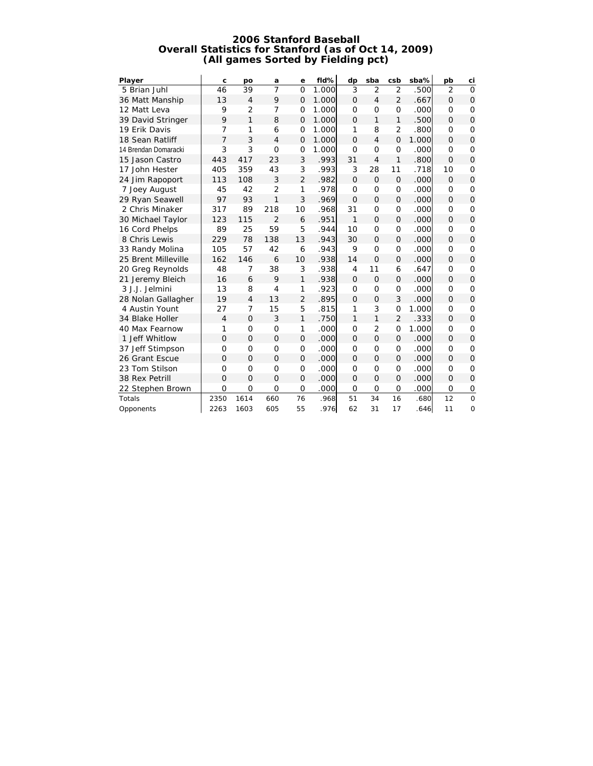# 2006 Stanford Baseball
## Overall Statistics for Stanford (as of Oct 14, 2009)
## (All games Sorted by Fielding pct)

| Player | c | po | a | e | fld% | dp | sba | csb | sba% | pb | ci |
|---|---|---|---|---|---|---|---|---|---|---|---|
| 5 Brian Juhl | 46 | 39 | 7 | 0 | 1.000 | 3 | 2 | 2 | .500 | 2 | 0 |
| 36 Matt Manship | 13 | 4 | 9 | 0 | 1.000 | 0 | 4 | 2 | .667 | 0 | 0 |
| 12 Matt Leva | 9 | 2 | 7 | 0 | 1.000 | 0 | 0 | 0 | .000 | 0 | 0 |
| 39 David Stringer | 9 | 1 | 8 | 0 | 1.000 | 0 | 1 | 1 | .500 | 0 | 0 |
| 19 Erik Davis | 7 | 1 | 6 | 0 | 1.000 | 1 | 8 | 2 | .800 | 0 | 0 |
| 18 Sean Ratliff | 7 | 3 | 4 | 0 | 1.000 | 0 | 4 | 0 | 1.000 | 0 | 0 |
| 14 Brendan Domaracki | 3 | 3 | 0 | 0 | 1.000 | 0 | 0 | 0 | .000 | 0 | 0 |
| 15 Jason Castro | 443 | 417 | 23 | 3 | .993 | 31 | 4 | 1 | .800 | 0 | 0 |
| 17 John Hester | 405 | 359 | 43 | 3 | .993 | 3 | 28 | 11 | .718 | 10 | 0 |
| 24 Jim Rapoport | 113 | 108 | 3 | 2 | .982 | 0 | 0 | 0 | .000 | 0 | 0 |
| 7 Joey August | 45 | 42 | 2 | 1 | .978 | 0 | 0 | 0 | .000 | 0 | 0 |
| 29 Ryan Seawell | 97 | 93 | 1 | 3 | .969 | 0 | 0 | 0 | .000 | 0 | 0 |
| 2 Chris Minaker | 317 | 89 | 218 | 10 | .968 | 31 | 0 | 0 | .000 | 0 | 0 |
| 30 Michael Taylor | 123 | 115 | 2 | 6 | .951 | 1 | 0 | 0 | .000 | 0 | 0 |
| 16 Cord Phelps | 89 | 25 | 59 | 5 | .944 | 10 | 0 | 0 | .000 | 0 | 0 |
| 8 Chris Lewis | 229 | 78 | 138 | 13 | .943 | 30 | 0 | 0 | .000 | 0 | 0 |
| 33 Randy Molina | 105 | 57 | 42 | 6 | .943 | 9 | 0 | 0 | .000 | 0 | 0 |
| 25 Brent Milleville | 162 | 146 | 6 | 10 | .938 | 14 | 0 | 0 | .000 | 0 | 0 |
| 20 Greg Reynolds | 48 | 7 | 38 | 3 | .938 | 4 | 11 | 6 | .647 | 0 | 0 |
| 21 Jeremy Bleich | 16 | 6 | 9 | 1 | .938 | 0 | 0 | 0 | .000 | 0 | 0 |
| 3 J.J. Jelmini | 13 | 8 | 4 | 1 | .923 | 0 | 0 | 0 | .000 | 0 | 0 |
| 28 Nolan Gallagher | 19 | 4 | 13 | 2 | .895 | 0 | 0 | 3 | .000 | 0 | 0 |
| 4 Austin Yount | 27 | 7 | 15 | 5 | .815 | 1 | 3 | 0 | 1.000 | 0 | 0 |
| 34 Blake Holler | 4 | 0 | 3 | 1 | .750 | 1 | 1 | 2 | .333 | 0 | 0 |
| 40 Max Fearnow | 1 | 0 | 0 | 1 | .000 | 0 | 2 | 0 | 1.000 | 0 | 0 |
| 1 Jeff Whitlow | 0 | 0 | 0 | 0 | .000 | 0 | 0 | 0 | .000 | 0 | 0 |
| 37 Jeff Stimpson | 0 | 0 | 0 | 0 | .000 | 0 | 0 | 0 | .000 | 0 | 0 |
| 26 Grant Escue | 0 | 0 | 0 | 0 | .000 | 0 | 0 | 0 | .000 | 0 | 0 |
| 23 Tom Stilson | 0 | 0 | 0 | 0 | .000 | 0 | 0 | 0 | .000 | 0 | 0 |
| 38 Rex Petrill | 0 | 0 | 0 | 0 | .000 | 0 | 0 | 0 | .000 | 0 | 0 |
| 22 Stephen Brown | 0 | 0 | 0 | 0 | .000 | 0 | 0 | 0 | .000 | 0 | 0 |
| Totals | 2350 | 1614 | 660 | 76 | .968 | 51 | 34 | 16 | .680 | 12 | 0 |
| Opponents | 2263 | 1603 | 605 | 55 | .976 | 62 | 31 | 17 | .646 | 11 | 0 |